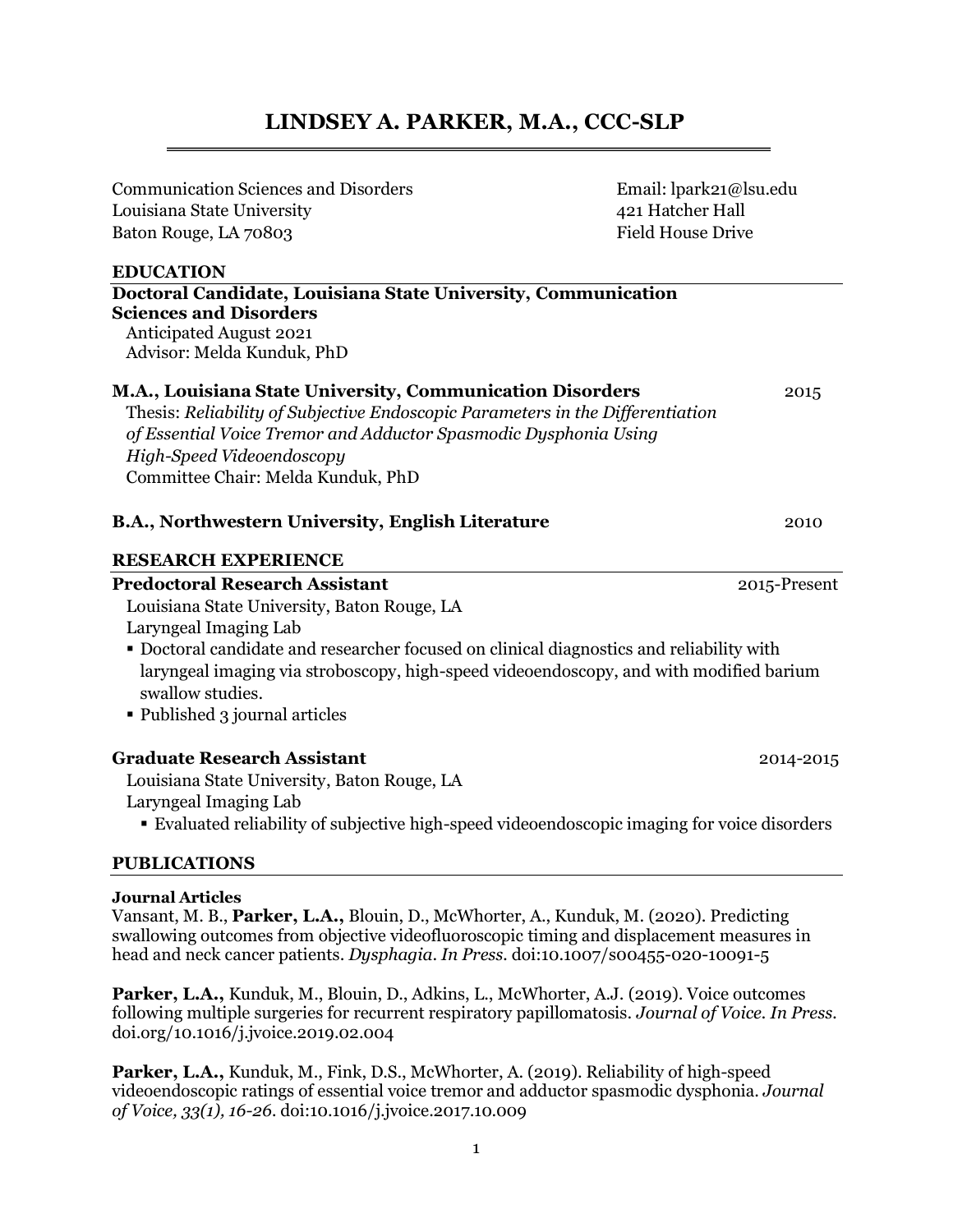# LINDSEY A. PARKER, M.A., CCC-SLP

Communication Sciences and Disorders
Louisiana State University
Baton Rouge, LA 70803

Email: lpark21@lsu.edu
421 Hatcher Hall
Field House Drive

## EDUCATION

**Doctoral Candidate, Louisiana State University, Communication Sciences and Disorders**
Anticipated August 2021
Advisor: Melda Kunduk, PhD

**M.A., Louisiana State University, Communication Disorders** 2015
Thesis: *Reliability of Subjective Endoscopic Parameters in the Differentiation of Essential Voice Tremor and Adductor Spasmodic Dysphonia Using High-Speed Videoendoscopy*
Committee Chair: Melda Kunduk, PhD

**B.A., Northwestern University, English Literature** 2010

## RESEARCH EXPERIENCE

**Predoctoral Research Assistant** 2015-Present
Louisiana State University, Baton Rouge, LA
Laryngeal Imaging Lab

- Doctoral candidate and researcher focused on clinical diagnostics and reliability with laryngeal imaging via stroboscopy, high-speed videoendoscopy, and with modified barium swallow studies.
- Published 3 journal articles

**Graduate Research Assistant** 2014-2015
Louisiana State University, Baton Rouge, LA
Laryngeal Imaging Lab

- Evaluated reliability of subjective high-speed videoendoscopic imaging for voice disorders

## PUBLICATIONS

### Journal Articles

Vansant, M. B., **Parker, L.A.,** Blouin, D., McWhorter, A., Kunduk, M. (2020). Predicting swallowing outcomes from objective videofluoroscopic timing and displacement measures in head and neck cancer patients. *Dysphagia. In Press.* doi:10.1007/s00455-020-10091-5

**Parker, L.A.,** Kunduk, M., Blouin, D., Adkins, L., McWhorter, A.J. (2019). Voice outcomes following multiple surgeries for recurrent respiratory papillomatosis. *Journal of Voice. In Press.* doi.org/10.1016/j.jvoice.2019.02.004

**Parker, L.A.,** Kunduk, M., Fink, D.S., McWhorter, A. (2019). Reliability of high-speed videoendoscopic ratings of essential voice tremor and adductor spasmodic dysphonia. *Journal of Voice, 33(1), 16-26.* doi:10.1016/j.jvoice.2017.10.009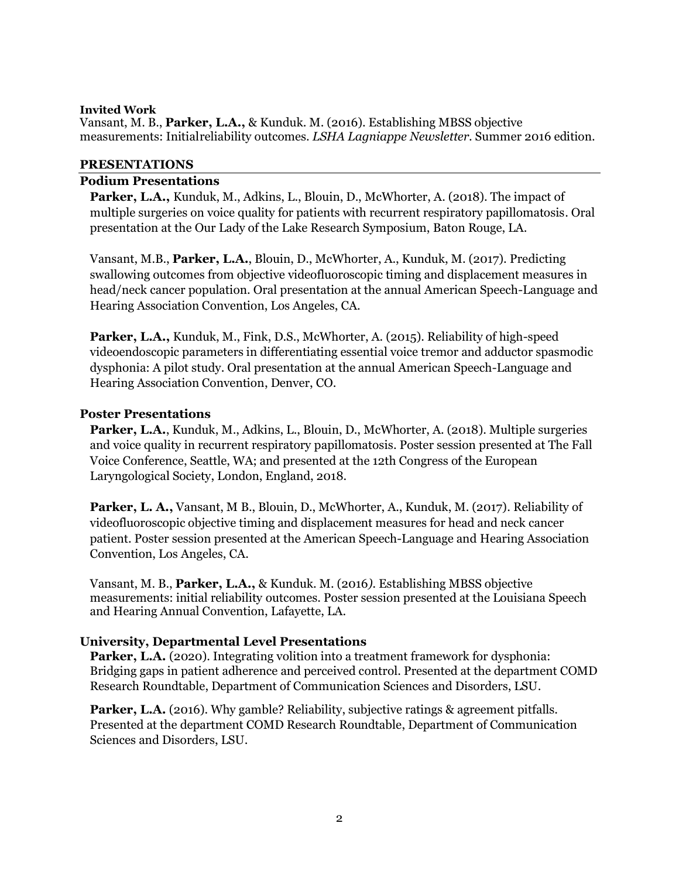**Invited Work**

Vansant, M. B., **Parker, L.A.,** & Kunduk. M. (2016). Establishing MBSS objective measurements: Initialreliability outcomes. *LSHA Lagniappe Newsletter*. Summer 2016 edition.

## PRESENTATIONS

### Podium Presentations

**Parker, L.A.,** Kunduk, M., Adkins, L., Blouin, D., McWhorter, A. (2018). The impact of multiple surgeries on voice quality for patients with recurrent respiratory papillomatosis. Oral presentation at the Our Lady of the Lake Research Symposium, Baton Rouge, LA.

Vansant, M.B., **Parker, L.A.**, Blouin, D., McWhorter, A., Kunduk, M. (2017). Predicting swallowing outcomes from objective videofluoroscopic timing and displacement measures in head/neck cancer population. Oral presentation at the annual American Speech-Language and Hearing Association Convention, Los Angeles, CA.

**Parker, L.A.,** Kunduk, M., Fink, D.S., McWhorter, A. (2015). Reliability of high-speed videoendoscopic parameters in differentiating essential voice tremor and adductor spasmodic dysphonia: A pilot study. Oral presentation at the annual American Speech-Language and Hearing Association Convention, Denver, CO.

### Poster Presentations

**Parker, L.A.**, Kunduk, M., Adkins, L., Blouin, D., McWhorter, A. (2018). Multiple surgeries and voice quality in recurrent respiratory papillomatosis. Poster session presented at The Fall Voice Conference, Seattle, WA; and presented at the 12th Congress of the European Laryngological Society, London, England, 2018.

**Parker, L. A.,** Vansant, M B., Blouin, D., McWhorter, A., Kunduk, M. (2017). Reliability of videofluoroscopic objective timing and displacement measures for head and neck cancer patient. Poster session presented at the American Speech-Language and Hearing Association Convention, Los Angeles, CA.

Vansant, M. B., **Parker, L.A.,** & Kunduk. M. (2016*)*. Establishing MBSS objective measurements: initial reliability outcomes. Poster session presented at the Louisiana Speech and Hearing Annual Convention, Lafayette, LA.

### University, Departmental Level Presentations

**Parker, L.A.** (2020). Integrating volition into a treatment framework for dysphonia: Bridging gaps in patient adherence and perceived control. Presented at the department COMD Research Roundtable, Department of Communication Sciences and Disorders, LSU.

**Parker, L.A.** (2016). Why gamble? Reliability, subjective ratings & agreement pitfalls. Presented at the department COMD Research Roundtable, Department of Communication Sciences and Disorders, LSU.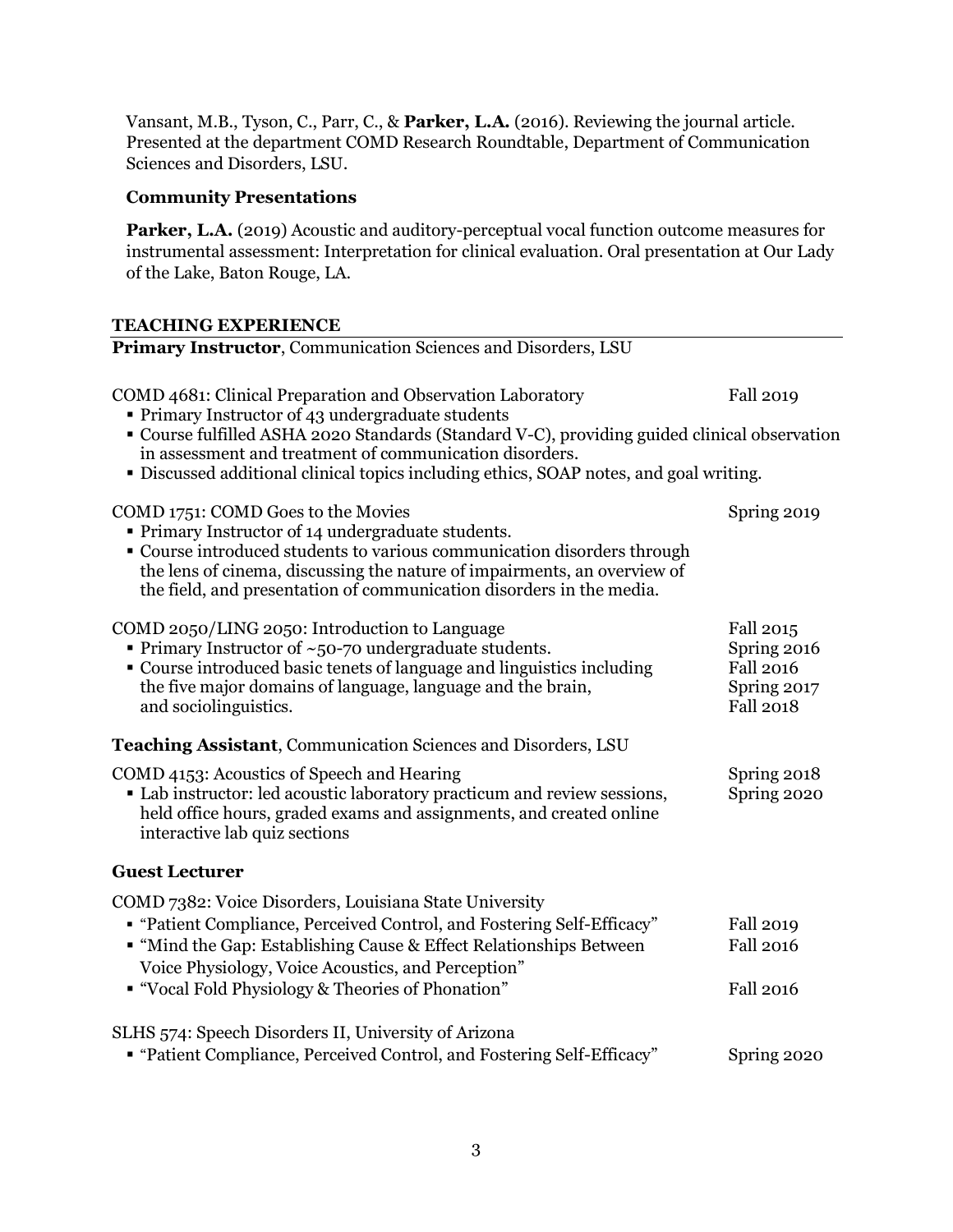Vansant, M.B., Tyson, C., Parr, C., & **Parker, L.A.** (2016). Reviewing the journal article. Presented at the department COMD Research Roundtable, Department of Communication Sciences and Disorders, LSU.

### Community Presentations

**Parker, L.A.** (2019) Acoustic and auditory-perceptual vocal function outcome measures for instrumental assessment: Interpretation for clinical evaluation. Oral presentation at Our Lady of the Lake, Baton Rouge, LA.

## TEACHING EXPERIENCE

**Primary Instructor**, Communication Sciences and Disorders, LSU

COMD 4681: Clinical Preparation and Observation Laboratory — Fall 2019

- Primary Instructor of 43 undergraduate students
- Course fulfilled ASHA 2020 Standards (Standard V-C), providing guided clinical observation in assessment and treatment of communication disorders.
- Discussed additional clinical topics including ethics, SOAP notes, and goal writing.

COMD 1751: COMD Goes to the Movies — Spring 2019

- Primary Instructor of 14 undergraduate students.
- Course introduced students to various communication disorders through the lens of cinema, discussing the nature of impairments, an overview of the field, and presentation of communication disorders in the media.

COMD 2050/LING 2050: Introduction to Language — Fall 2015, Spring 2016, Fall 2016, Spring 2017, Fall 2018

- Primary Instructor of ~50-70 undergraduate students.
- Course introduced basic tenets of language and linguistics including the five major domains of language, language and the brain, and sociolinguistics.

**Teaching Assistant**, Communication Sciences and Disorders, LSU

COMD 4153: Acoustics of Speech and Hearing — Spring 2018, Spring 2020

- Lab instructor: led acoustic laboratory practicum and review sessions, held office hours, graded exams and assignments, and created online interactive lab quiz sections

### Guest Lecturer

COMD 7382: Voice Disorders, Louisiana State University

- "Patient Compliance, Perceived Control, and Fostering Self-Efficacy" — Fall 2019
- "Mind the Gap: Establishing Cause & Effect Relationships Between Voice Physiology, Voice Acoustics, and Perception" — Fall 2016
- "Vocal Fold Physiology & Theories of Phonation" — Fall 2016

SLHS 574: Speech Disorders II, University of Arizona

- "Patient Compliance, Perceived Control, and Fostering Self-Efficacy" — Spring 2020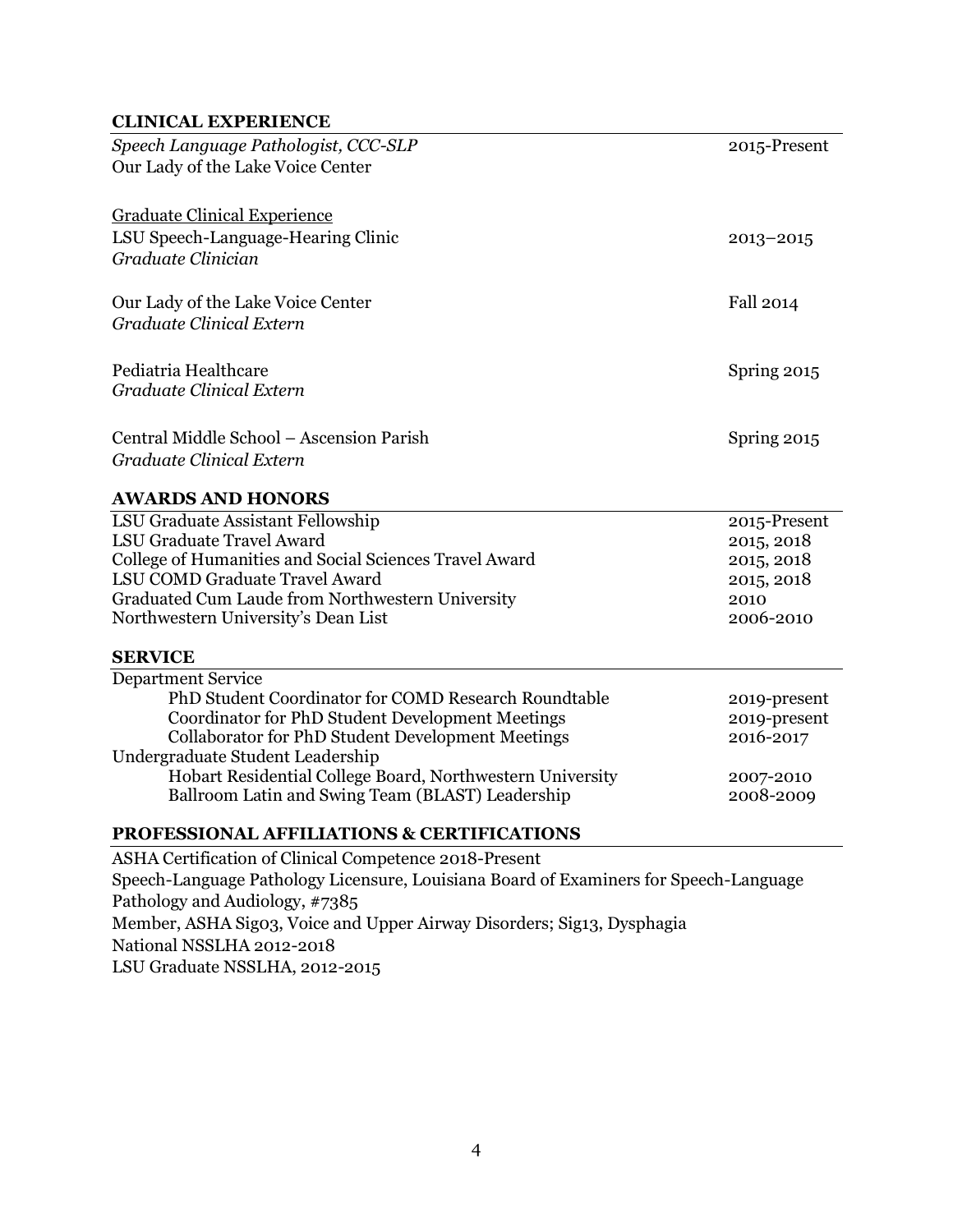## CLINICAL EXPERIENCE

*Speech Language Pathologist, CCC-SLP* — 2015-Present
Our Lady of the Lake Voice Center

Graduate Clinical Experience

LSU Speech-Language-Hearing Clinic — 2013–2015
*Graduate Clinician*

Our Lady of the Lake Voice Center — Fall 2014
*Graduate Clinical Extern*

Pediatria Healthcare — Spring 2015
*Graduate Clinical Extern*

Central Middle School – Ascension Parish — Spring 2015
*Graduate Clinical Extern*

## AWARDS AND HONORS

| | |
|---|---|
| LSU Graduate Assistant Fellowship | 2015-Present |
| LSU Graduate Travel Award | 2015, 2018 |
| College of Humanities and Social Sciences Travel Award | 2015, 2018 |
| LSU COMD Graduate Travel Award | 2015, 2018 |
| Graduated Cum Laude from Northwestern University | 2010 |
| Northwestern University's Dean List | 2006-2010 |

## SERVICE

Department Service

| | |
|---|---|
| PhD Student Coordinator for COMD Research Roundtable | 2019-present |
| Coordinator for PhD Student Development Meetings | 2019-present |
| Collaborator for PhD Student Development Meetings | 2016-2017 |

Undergraduate Student Leadership

| | |
|---|---|
| Hobart Residential College Board, Northwestern University | 2007-2010 |
| Ballroom Latin and Swing Team (BLAST) Leadership | 2008-2009 |

## PROFESSIONAL AFFILIATIONS & CERTIFICATIONS

ASHA Certification of Clinical Competence 2018-Present
Speech-Language Pathology Licensure, Louisiana Board of Examiners for Speech-Language Pathology and Audiology, #7385
Member, ASHA Sig03, Voice and Upper Airway Disorders; Sig13, Dysphagia
National NSSLHA 2012-2018
LSU Graduate NSSLHA, 2012-2015